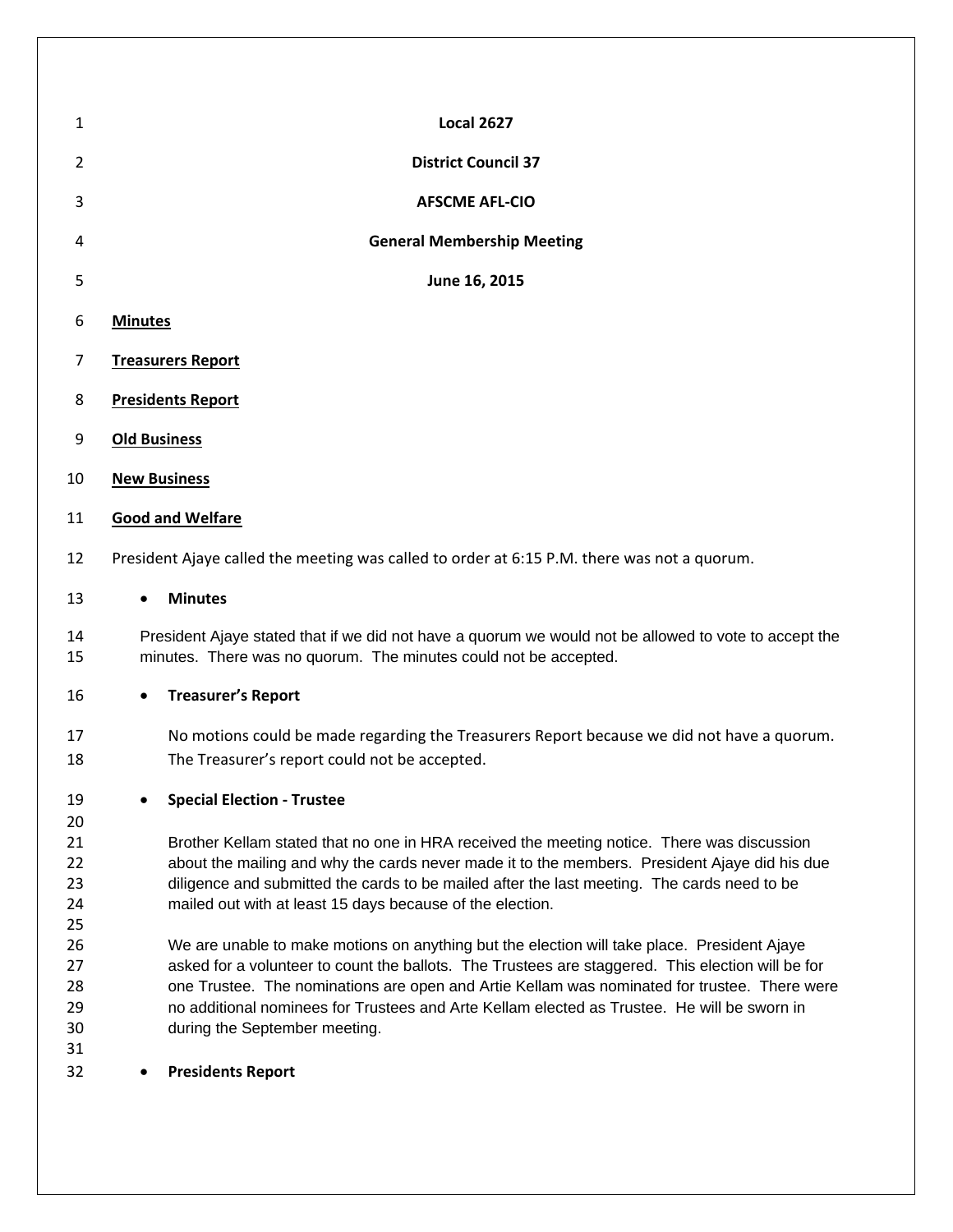**Local 2627**

**District Council 37**

**AFSCME AFL-CIO**

**General Membership Meeting**

**June 16, 2015**

**Minutes**

**Treasurers Report**

**Presidents Report**

**Old Business**

**New Business**

**Good and Welfare**

President Ajaye called the meeting was called to order at 6:15 P.M. there was not a quorum.

- **Minutes**

President Ajaye stated that if we did not have a quorum we would not be allowed to vote to accept the minutes. There was no quorum. The minutes could not be accepted.

- **Treasurer's Report**

No motions could be made regarding the Treasurers Report because we did not have a quorum. The Treasurer's report could not be accepted.

- **Special Election - Trustee**

Brother Kellam stated that no one in HRA received the meeting notice. There was discussion about the mailing and why the cards never made it to the members. President Ajaye did his due diligence and submitted the cards to be mailed after the last meeting. The cards need to be mailed out with at least 15 days because of the election.

We are unable to make motions on anything but the election will take place. President Ajaye asked for a volunteer to count the ballots. The Trustees are staggered. This election will be for one Trustee. The nominations are open and Artie Kellam was nominated for trustee. There were no additional nominees for Trustees and Arte Kellam elected as Trustee. He will be sworn in during the September meeting.

- **Presidents Report**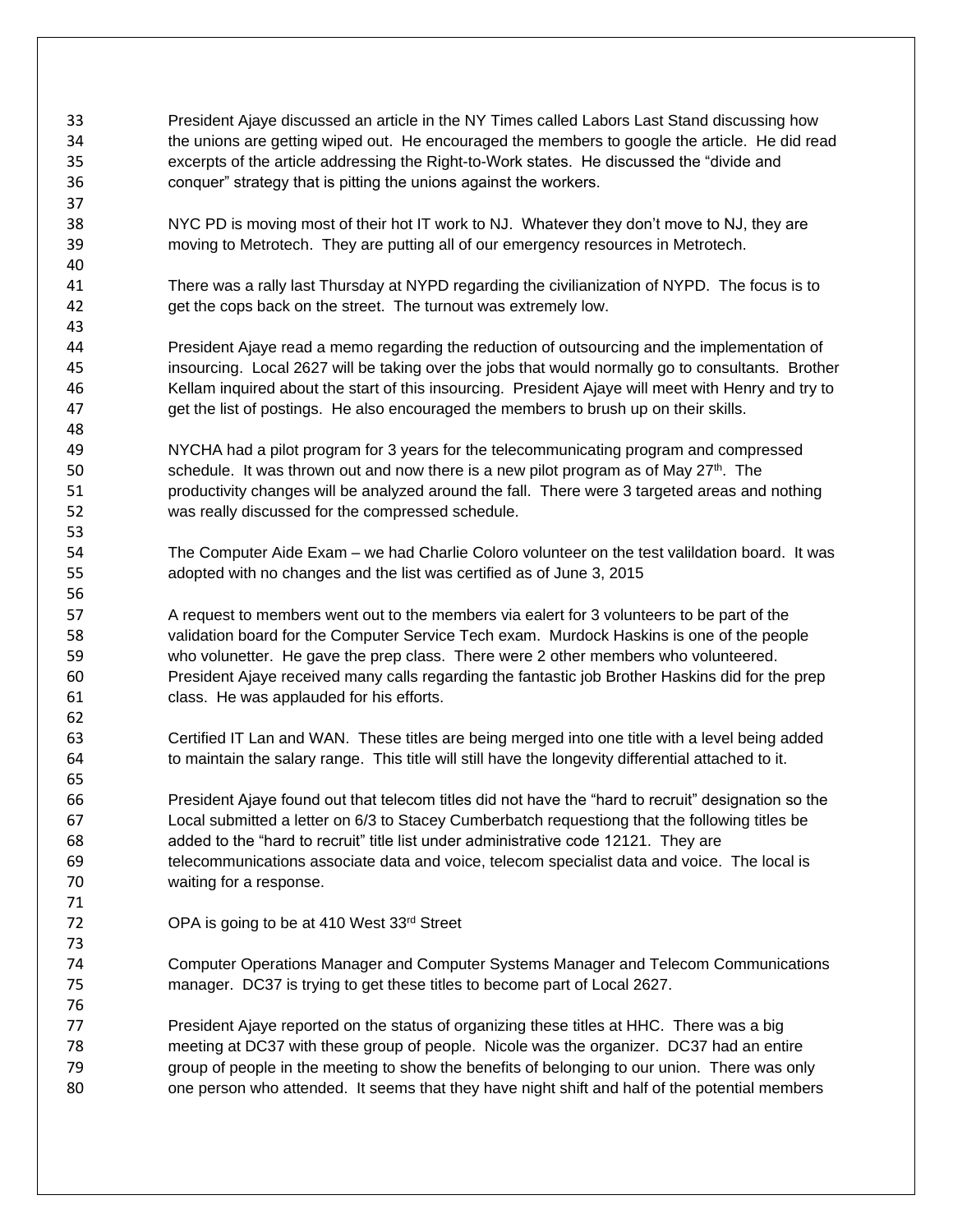President Ajaye discussed an article in the NY Times called Labors Last Stand discussing how the unions are getting wiped out. He encouraged the members to google the article. He did read excerpts of the article addressing the Right-to-Work states. He discussed the "divide and conquer" strategy that is pitting the unions against the workers.

NYC PD is moving most of their hot IT work to NJ. Whatever they don't move to NJ, they are moving to Metrotech. They are putting all of our emergency resources in Metrotech.

There was a rally last Thursday at NYPD regarding the civilianization of NYPD. The focus is to get the cops back on the street. The turnout was extremely low.

President Ajaye read a memo regarding the reduction of outsourcing and the implementation of insourcing. Local 2627 will be taking over the jobs that would normally go to consultants. Brother Kellam inquired about the start of this insourcing. President Ajaye will meet with Henry and try to get the list of postings. He also encouraged the members to brush up on their skills.

NYCHA had a pilot program for 3 years for the telecommunicating program and compressed schedule. It was thrown out and now there is a new pilot program as of May 27th. The productivity changes will be analyzed around the fall. There were 3 targeted areas and nothing was really discussed for the compressed schedule.

The Computer Aide Exam – we had Charlie Coloro volunteer on the test valildation board. It was adopted with no changes and the list was certified as of June 3, 2015

A request to members went out to the members via ealert for 3 volunteers to be part of the validation board for the Computer Service Tech exam. Murdock Haskins is one of the people who volunetter. He gave the prep class. There were 2 other members who volunteered. President Ajaye received many calls regarding the fantastic job Brother Haskins did for the prep class. He was applauded for his efforts.

Certified IT Lan and WAN. These titles are being merged into one title with a level being added to maintain the salary range. This title will still have the longevity differential attached to it.

President Ajaye found out that telecom titles did not have the "hard to recruit" designation so the Local submitted a letter on 6/3 to Stacey Cumberbatch requestiong that the following titles be added to the "hard to recruit" title list under administrative code 12121. They are telecommunications associate data and voice, telecom specialist data and voice. The local is waiting for a response.

OPA is going to be at 410 West 33rd Street

Computer Operations Manager and Computer Systems Manager and Telecom Communications manager. DC37 is trying to get these titles to become part of Local 2627.

President Ajaye reported on the status of organizing these titles at HHC. There was a big meeting at DC37 with these group of people. Nicole was the organizer. DC37 had an entire group of people in the meeting to show the benefits of belonging to our union. There was only one person who attended. It seems that they have night shift and half of the potential members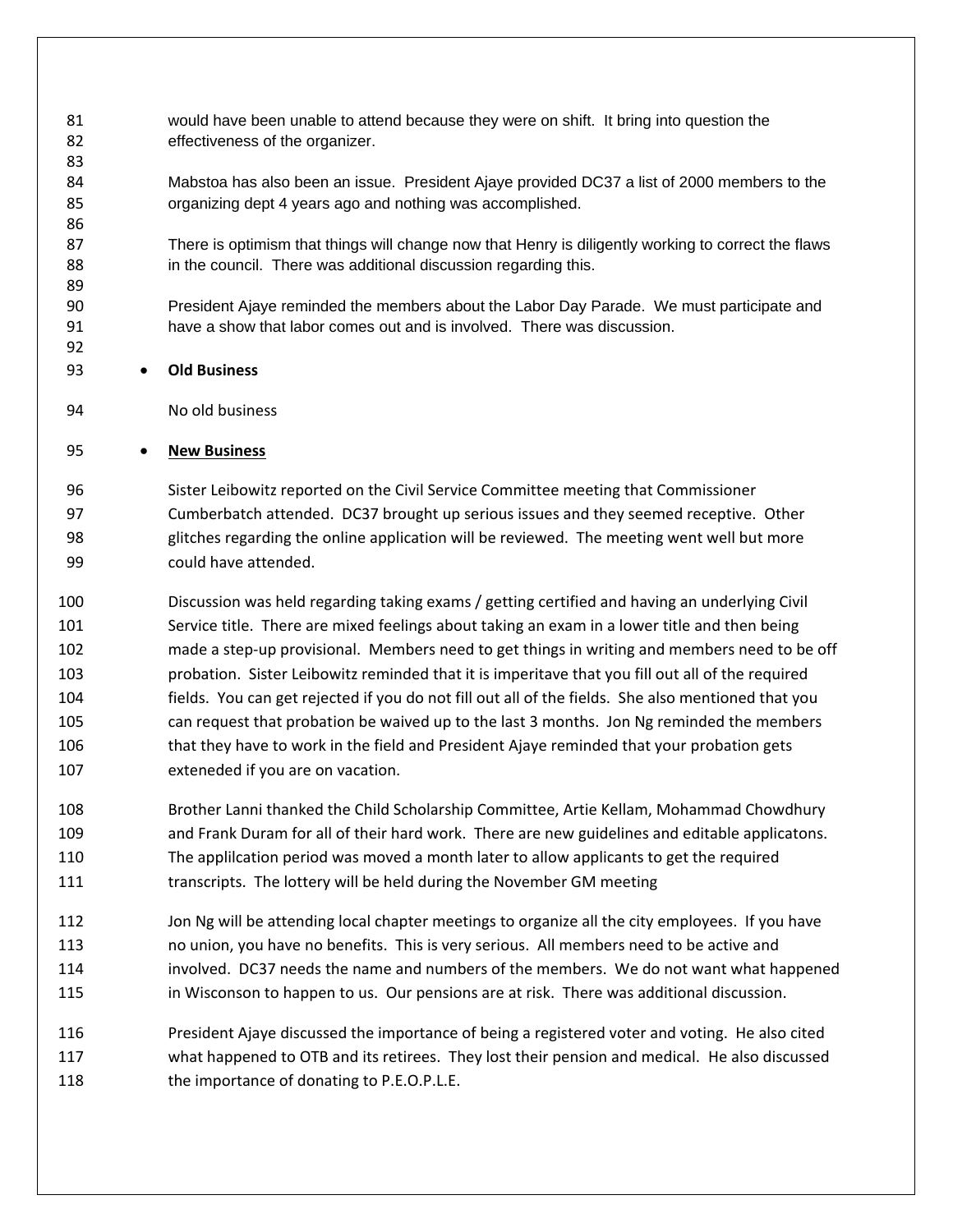would have been unable to attend because they were on shift. It bring into question the effectiveness of the organizer.

Mabstoa has also been an issue. President Ajaye provided DC37 a list of 2000 members to the organizing dept 4 years ago and nothing was accomplished.

There is optimism that things will change now that Henry is diligently working to correct the flaws in the council. There was additional discussion regarding this.

President Ajaye reminded the members about the Labor Day Parade. We must participate and have a show that labor comes out and is involved. There was discussion.

- **Old Business**

No old business

- **New Business**

Sister Leibowitz reported on the Civil Service Committee meeting that Commissioner Cumberbatch attended. DC37 brought up serious issues and they seemed receptive. Other glitches regarding the online application will be reviewed. The meeting went well but more could have attended.

Discussion was held regarding taking exams / getting certified and having an underlying Civil Service title. There are mixed feelings about taking an exam in a lower title and then being made a step-up provisional. Members need to get things in writing and members need to be off probation. Sister Leibowitz reminded that it is imperitave that you fill out all of the required fields. You can get rejected if you do not fill out all of the fields. She also mentioned that you can request that probation be waived up to the last 3 months. Jon Ng reminded the members that they have to work in the field and President Ajaye reminded that your probation gets exteneded if you are on vacation.

Brother Lanni thanked the Child Scholarship Committee, Artie Kellam, Mohammad Chowdhury and Frank Duram for all of their hard work. There are new guidelines and editable applicatons. The applilcation period was moved a month later to allow applicants to get the required transcripts. The lottery will be held during the November GM meeting

Jon Ng will be attending local chapter meetings to organize all the city employees. If you have no union, you have no benefits. This is very serious. All members need to be active and involved. DC37 needs the name and numbers of the members. We do not want what happened in Wisconson to happen to us. Our pensions are at risk. There was additional discussion.

President Ajaye discussed the importance of being a registered voter and voting. He also cited what happened to OTB and its retirees. They lost their pension and medical. He also discussed the importance of donating to P.E.O.P.L.E.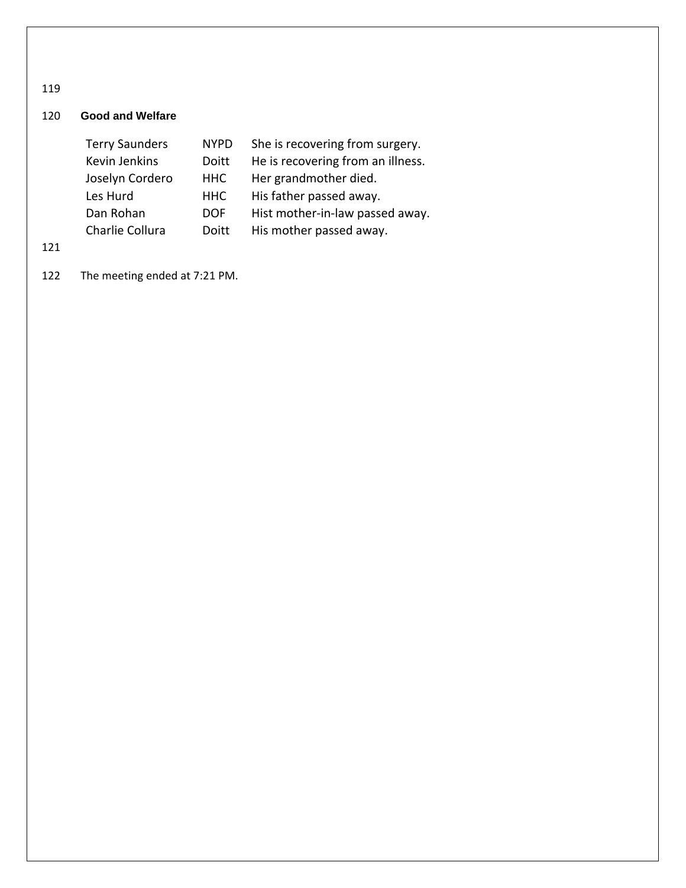## Good and Welfare

| | | |
|---|---|---|
| Terry Saunders | NYPD | She is recovering from surgery. |
| Kevin Jenkins | Doitt | He is recovering from an illness. |
| Joselyn Cordero | HHC | Her grandmother died. |
| Les Hurd | HHC | His father passed away. |
| Dan Rohan | DOF | Hist mother-in-law passed away. |
| Charlie Collura | Doitt | His mother passed away. |

The meeting ended at 7:21 PM.